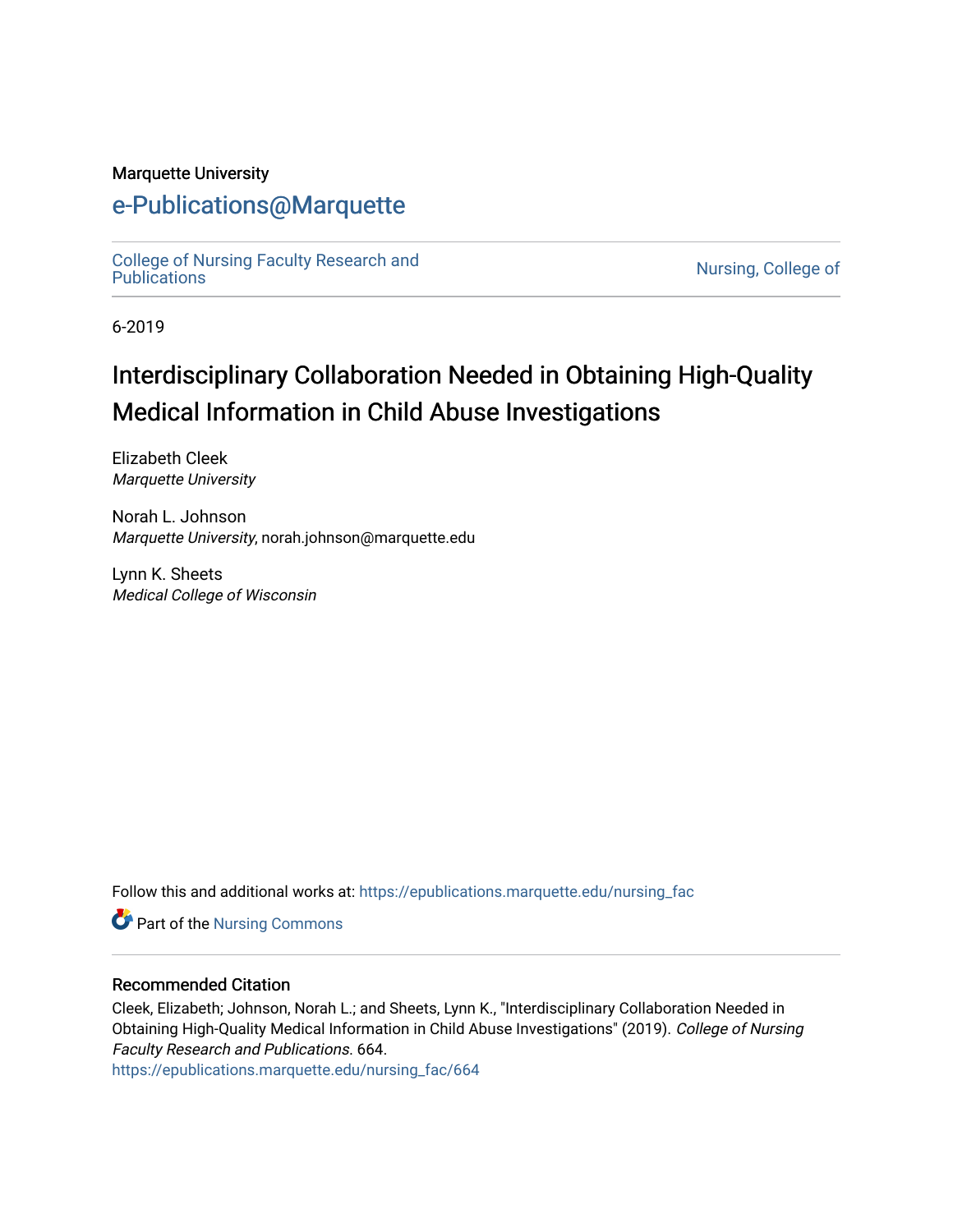Marquette University

# e-Publications@Marquette

College of Nursing Faculty Research and Publications

Nursing, College of

6-2019

## Interdisciplinary Collaboration Needed in Obtaining High-Quality Medical Information in Child Abuse Investigations

Elizabeth Cleek
*Marquette University*

Norah L. Johnson
*Marquette University*, norah.johnson@marquette.edu

Lynn K. Sheets
*Medical College of Wisconsin*

Follow this and additional works at: https://epublications.marquette.edu/nursing_fac

Part of the Nursing Commons

### Recommended Citation

Cleek, Elizabeth; Johnson, Norah L.; and Sheets, Lynn K., "Interdisciplinary Collaboration Needed in Obtaining High-Quality Medical Information in Child Abuse Investigations" (2019). *College of Nursing Faculty Research and Publications*. 664.
https://epublications.marquette.edu/nursing_fac/664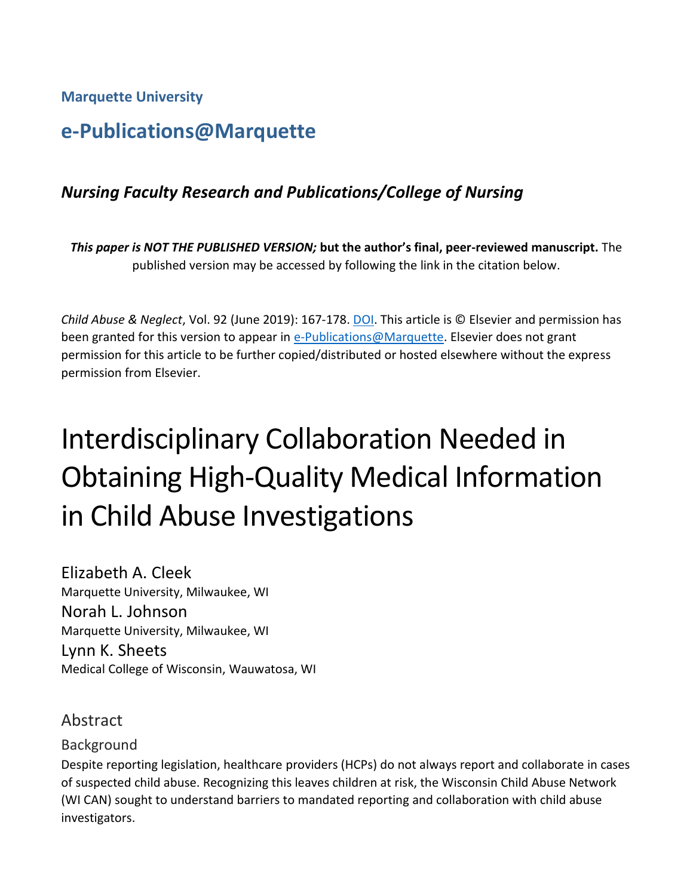Marquette University

# e-Publications@Marquette

***Nursing Faculty Research and Publications/College of Nursing***

***This paper is NOT THE PUBLISHED VERSION;* but the author's final, peer-reviewed manuscript.** The published version may be accessed by following the link in the citation below.

*Child Abuse & Neglect*, Vol. 92 (June 2019): 167-178. DOI. This article is © Elsevier and permission has been granted for this version to appear in e-Publications@Marquette. Elsevier does not grant permission for this article to be further copied/distributed or hosted elsewhere without the express permission from Elsevier.

# Interdisciplinary Collaboration Needed in Obtaining High-Quality Medical Information in Child Abuse Investigations

Elizabeth A. Cleek
Marquette University, Milwaukee, WI

Norah L. Johnson
Marquette University, Milwaukee, WI

Lynn K. Sheets
Medical College of Wisconsin, Wauwatosa, WI

## Abstract

### Background

Despite reporting legislation, healthcare providers (HCPs) do not always report and collaborate in cases of suspected child abuse. Recognizing this leaves children at risk, the Wisconsin Child Abuse Network (WI CAN) sought to understand barriers to mandated reporting and collaboration with child abuse investigators.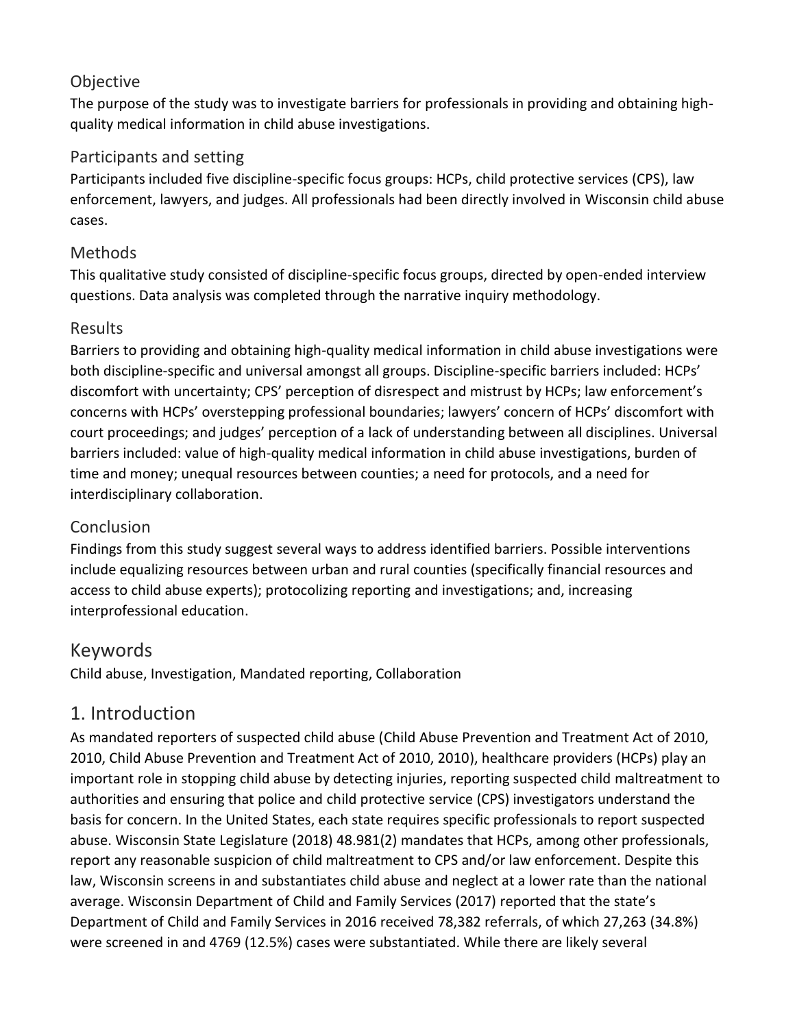## Objective

The purpose of the study was to investigate barriers for professionals in providing and obtaining high-quality medical information in child abuse investigations.

## Participants and setting

Participants included five discipline-specific focus groups: HCPs, child protective services (CPS), law enforcement, lawyers, and judges. All professionals had been directly involved in Wisconsin child abuse cases.

## Methods

This qualitative study consisted of discipline-specific focus groups, directed by open-ended interview questions. Data analysis was completed through the narrative inquiry methodology.

## Results

Barriers to providing and obtaining high-quality medical information in child abuse investigations were both discipline-specific and universal amongst all groups. Discipline-specific barriers included: HCPs' discomfort with uncertainty; CPS' perception of disrespect and mistrust by HCPs; law enforcement's concerns with HCPs' overstepping professional boundaries; lawyers' concern of HCPs' discomfort with court proceedings; and judges' perception of a lack of understanding between all disciplines. Universal barriers included: value of high-quality medical information in child abuse investigations, burden of time and money; unequal resources between counties; a need for protocols, and a need for interdisciplinary collaboration.

## Conclusion

Findings from this study suggest several ways to address identified barriers. Possible interventions include equalizing resources between urban and rural counties (specifically financial resources and access to child abuse experts); protocolizing reporting and investigations; and, increasing interprofessional education.

# Keywords

Child abuse, Investigation, Mandated reporting, Collaboration

# 1. Introduction

As mandated reporters of suspected child abuse (Child Abuse Prevention and Treatment Act of 2010, 2010, Child Abuse Prevention and Treatment Act of 2010, 2010), healthcare providers (HCPs) play an important role in stopping child abuse by detecting injuries, reporting suspected child maltreatment to authorities and ensuring that police and child protective service (CPS) investigators understand the basis for concern. In the United States, each state requires specific professionals to report suspected abuse. Wisconsin State Legislature (2018) 48.981(2) mandates that HCPs, among other professionals, report any reasonable suspicion of child maltreatment to CPS and/or law enforcement. Despite this law, Wisconsin screens in and substantiates child abuse and neglect at a lower rate than the national average. Wisconsin Department of Child and Family Services (2017) reported that the state's Department of Child and Family Services in 2016 received 78,382 referrals, of which 27,263 (34.8%) were screened in and 4769 (12.5%) cases were substantiated. While there are likely several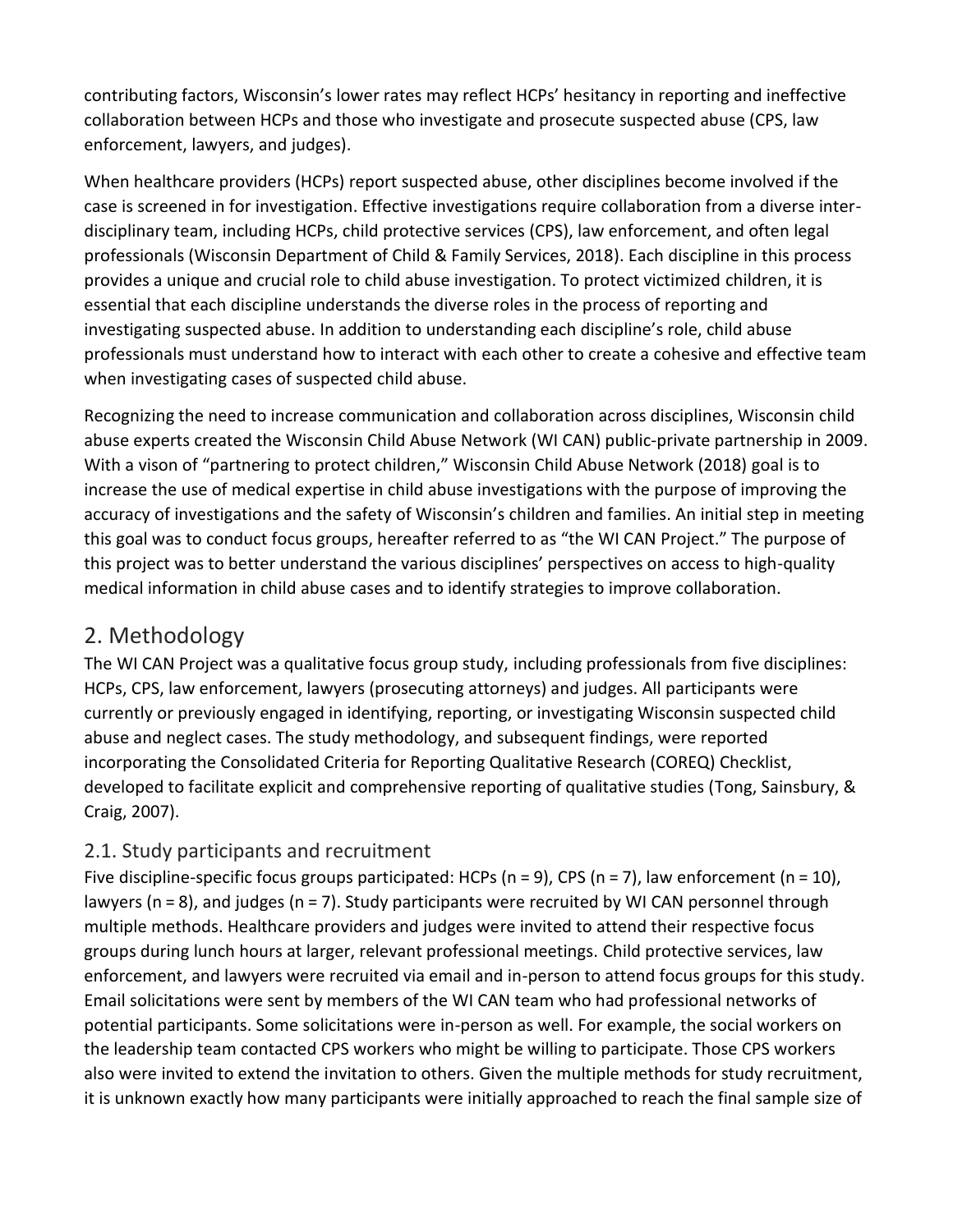contributing factors, Wisconsin's lower rates may reflect HCPs' hesitancy in reporting and ineffective collaboration between HCPs and those who investigate and prosecute suspected abuse (CPS, law enforcement, lawyers, and judges).

When healthcare providers (HCPs) report suspected abuse, other disciplines become involved if the case is screened in for investigation. Effective investigations require collaboration from a diverse inter-disciplinary team, including HCPs, child protective services (CPS), law enforcement, and often legal professionals (Wisconsin Department of Child & Family Services, 2018). Each discipline in this process provides a unique and crucial role to child abuse investigation. To protect victimized children, it is essential that each discipline understands the diverse roles in the process of reporting and investigating suspected abuse. In addition to understanding each discipline's role, child abuse professionals must understand how to interact with each other to create a cohesive and effective team when investigating cases of suspected child abuse.

Recognizing the need to increase communication and collaboration across disciplines, Wisconsin child abuse experts created the Wisconsin Child Abuse Network (WI CAN) public-private partnership in 2009. With a vison of "partnering to protect children," Wisconsin Child Abuse Network (2018) goal is to increase the use of medical expertise in child abuse investigations with the purpose of improving the accuracy of investigations and the safety of Wisconsin's children and families. An initial step in meeting this goal was to conduct focus groups, hereafter referred to as "the WI CAN Project." The purpose of this project was to better understand the various disciplines' perspectives on access to high-quality medical information in child abuse cases and to identify strategies to improve collaboration.

## 2. Methodology

The WI CAN Project was a qualitative focus group study, including professionals from five disciplines: HCPs, CPS, law enforcement, lawyers (prosecuting attorneys) and judges. All participants were currently or previously engaged in identifying, reporting, or investigating Wisconsin suspected child abuse and neglect cases. The study methodology, and subsequent findings, were reported incorporating the Consolidated Criteria for Reporting Qualitative Research (COREQ) Checklist, developed to facilitate explicit and comprehensive reporting of qualitative studies (Tong, Sainsbury, & Craig, 2007).

### 2.1. Study participants and recruitment

Five discipline-specific focus groups participated: HCPs (n = 9), CPS (n = 7), law enforcement (n = 10), lawyers (n = 8), and judges (n = 7). Study participants were recruited by WI CAN personnel through multiple methods. Healthcare providers and judges were invited to attend their respective focus groups during lunch hours at larger, relevant professional meetings. Child protective services, law enforcement, and lawyers were recruited via email and in-person to attend focus groups for this study. Email solicitations were sent by members of the WI CAN team who had professional networks of potential participants. Some solicitations were in-person as well. For example, the social workers on the leadership team contacted CPS workers who might be willing to participate. Those CPS workers also were invited to extend the invitation to others. Given the multiple methods for study recruitment, it is unknown exactly how many participants were initially approached to reach the final sample size of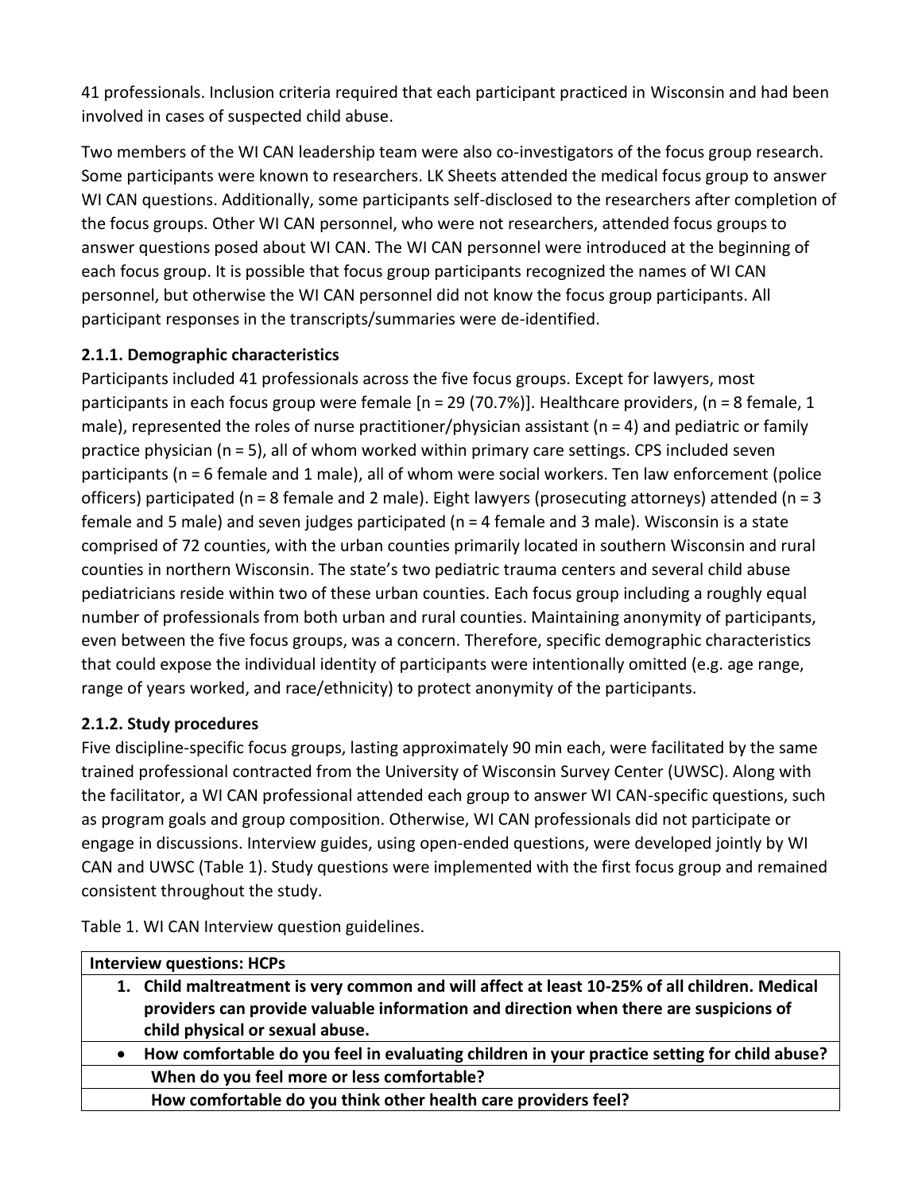41 professionals. Inclusion criteria required that each participant practiced in Wisconsin and had been involved in cases of suspected child abuse.

Two members of the WI CAN leadership team were also co-investigators of the focus group research. Some participants were known to researchers. LK Sheets attended the medical focus group to answer WI CAN questions. Additionally, some participants self-disclosed to the researchers after completion of the focus groups. Other WI CAN personnel, who were not researchers, attended focus groups to answer questions posed about WI CAN. The WI CAN personnel were introduced at the beginning of each focus group. It is possible that focus group participants recognized the names of WI CAN personnel, but otherwise the WI CAN personnel did not know the focus group participants. All participant responses in the transcripts/summaries were de-identified.

### 2.1.1. Demographic characteristics

Participants included 41 professionals across the five focus groups. Except for lawyers, most participants in each focus group were female [n = 29 (70.7%)]. Healthcare providers, (n = 8 female, 1 male), represented the roles of nurse practitioner/physician assistant (n = 4) and pediatric or family practice physician (n = 5), all of whom worked within primary care settings. CPS included seven participants (n = 6 female and 1 male), all of whom were social workers. Ten law enforcement (police officers) participated (n = 8 female and 2 male). Eight lawyers (prosecuting attorneys) attended (n = 3 female and 5 male) and seven judges participated (n = 4 female and 3 male). Wisconsin is a state comprised of 72 counties, with the urban counties primarily located in southern Wisconsin and rural counties in northern Wisconsin. The state's two pediatric trauma centers and several child abuse pediatricians reside within two of these urban counties. Each focus group including a roughly equal number of professionals from both urban and rural counties. Maintaining anonymity of participants, even between the five focus groups, was a concern. Therefore, specific demographic characteristics that could expose the individual identity of participants were intentionally omitted (e.g. age range, range of years worked, and race/ethnicity) to protect anonymity of the participants.

### 2.1.2. Study procedures

Five discipline-specific focus groups, lasting approximately 90 min each, were facilitated by the same trained professional contracted from the University of Wisconsin Survey Center (UWSC). Along with the facilitator, a WI CAN professional attended each group to answer WI CAN-specific questions, such as program goals and group composition. Otherwise, WI CAN professionals did not participate or engage in discussions. Interview guides, using open-ended questions, were developed jointly by WI CAN and UWSC (Table 1). Study questions were implemented with the first focus group and remained consistent throughout the study.

Table 1. WI CAN Interview question guidelines.

| **Interview questions: HCPs** |
|---|
| **1. Child maltreatment is very common and will affect at least 10-25% of all children. Medical providers can provide valuable information and direction when there are suspicions of child physical or sexual abuse.** |
| • **How comfortable do you feel in evaluating children in your practice setting for child abuse?** |
| **When do you feel more or less comfortable?** |
| **How comfortable do you think other health care providers feel?** |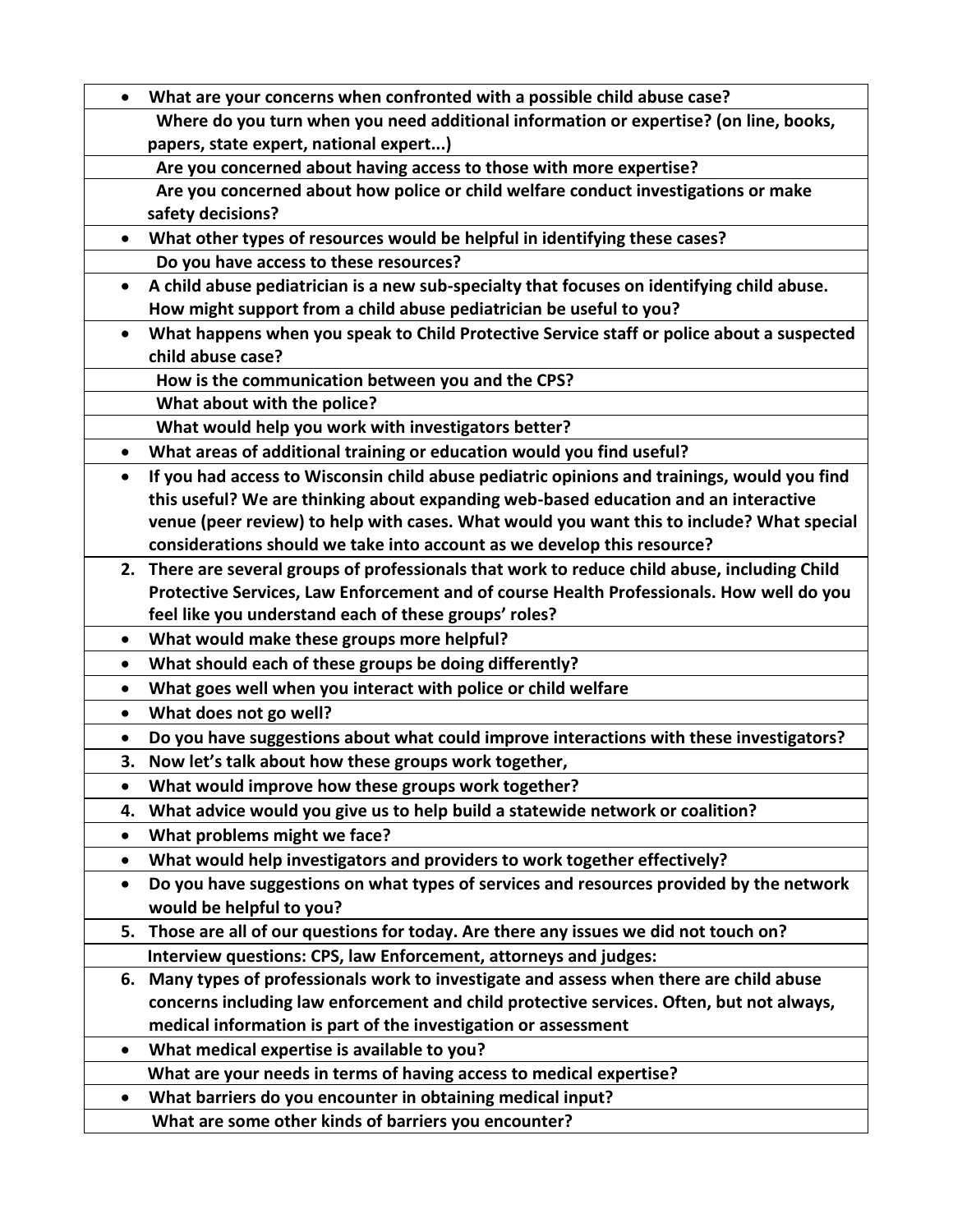- **What are your concerns when confronted with a possible child abuse case?**

  **Where do you turn when you need additional information or expertise? (on line, books, papers, state expert, national expert...)**

  **Are you concerned about having access to those with more expertise?**

  **Are you concerned about how police or child welfare conduct investigations or make safety decisions?**

- **What other types of resources would be helpful in identifying these cases?**

  **Do you have access to these resources?**

- **A child abuse pediatrician is a new sub-specialty that focuses on identifying child abuse. How might support from a child abuse pediatrician be useful to you?**
- **What happens when you speak to Child Protective Service staff or police about a suspected child abuse case?**

  **How is the communication between you and the CPS?**

  **What about with the police?**

  **What would help you work with investigators better?**

- **What areas of additional training or education would you find useful?**
- **If you had access to Wisconsin child abuse pediatric opinions and trainings, would you find this useful? We are thinking about expanding web-based education and an interactive venue (peer review) to help with cases. What would you want this to include? What special considerations should we take into account as we develop this resource?**

2. **There are several groups of professionals that work to reduce child abuse, including Child Protective Services, Law Enforcement and of course Health Professionals. How well do you feel like you understand each of these groups' roles?**

- **What would make these groups more helpful?**
- **What should each of these groups be doing differently?**
- **What goes well when you interact with police or child welfare**
- **What does not go well?**
- **Do you have suggestions about what could improve interactions with these investigators?**

3. **Now let's talk about how these groups work together,**

- **What would improve how these groups work together?**

4. **What advice would you give us to help build a statewide network or coalition?**

- **What problems might we face?**
- **What would help investigators and providers to work together effectively?**
- **Do you have suggestions on what types of services and resources provided by the network would be helpful to you?**

5. **Those are all of our questions for today. Are there any issues we did not touch on?**

**Interview questions: CPS, law Enforcement, attorneys and judges:**

6. **Many types of professionals work to investigate and assess when there are child abuse concerns including law enforcement and child protective services. Often, but not always, medical information is part of the investigation or assessment**

- **What medical expertise is available to you?**

  **What are your needs in terms of having access to medical expertise?**

- **What barriers do you encounter in obtaining medical input?**

  **What are some other kinds of barriers you encounter?**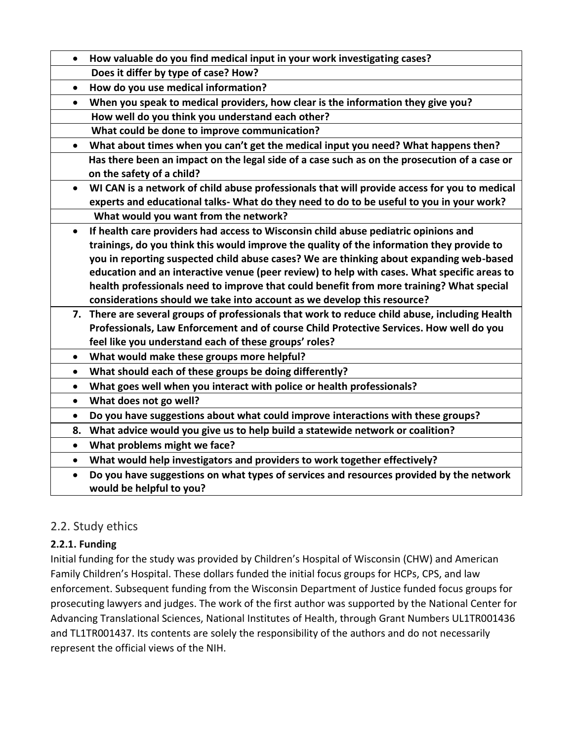| • How valuable do you find medical input in your work investigating cases? |
|---|
| Does it differ by type of case? How? |
| • How do you use medical information? |
| • When you speak to medical providers, how clear is the information they give you? |
| How well do you think you understand each other? |
| What could be done to improve communication? |
| • What about times when you can't get the medical input you need? What happens then? |
| Has there been an impact on the legal side of a case such as on the prosecution of a case or on the safety of a child? |
| • WI CAN is a network of child abuse professionals that will provide access for you to medical experts and educational talks- What do they need to do to be useful to you in your work? |
| What would you want from the network? |
| • If health care providers had access to Wisconsin child abuse pediatric opinions and trainings, do you think this would improve the quality of the information they provide to you in reporting suspected child abuse cases? We are thinking about expanding web-based education and an interactive venue (peer review) to help with cases. What specific areas to health professionals need to improve that could benefit from more training? What special considerations should we take into account as we develop this resource? |
| 7. There are several groups of professionals that work to reduce child abuse, including Health Professionals, Law Enforcement and of course Child Protective Services. How well do you feel like you understand each of these groups' roles? |
| • What would make these groups more helpful? |
| • What should each of these groups be doing differently? |
| • What goes well when you interact with police or health professionals? |
| • What does not go well? |
| • Do you have suggestions about what could improve interactions with these groups? |
| 8. What advice would you give us to help build a statewide network or coalition? |
| • What problems might we face? |
| • What would help investigators and providers to work together effectively? |
| • Do you have suggestions on what types of services and resources provided by the network would be helpful to you? |

## 2.2. Study ethics

### 2.2.1. Funding

Initial funding for the study was provided by Children's Hospital of Wisconsin (CHW) and American Family Children's Hospital. These dollars funded the initial focus groups for HCPs, CPS, and law enforcement. Subsequent funding from the Wisconsin Department of Justice funded focus groups for prosecuting lawyers and judges. The work of the first author was supported by the National Center for Advancing Translational Sciences, National Institutes of Health, through Grant Numbers UL1TR001436 and TL1TR001437. Its contents are solely the responsibility of the authors and do not necessarily represent the official views of the NIH.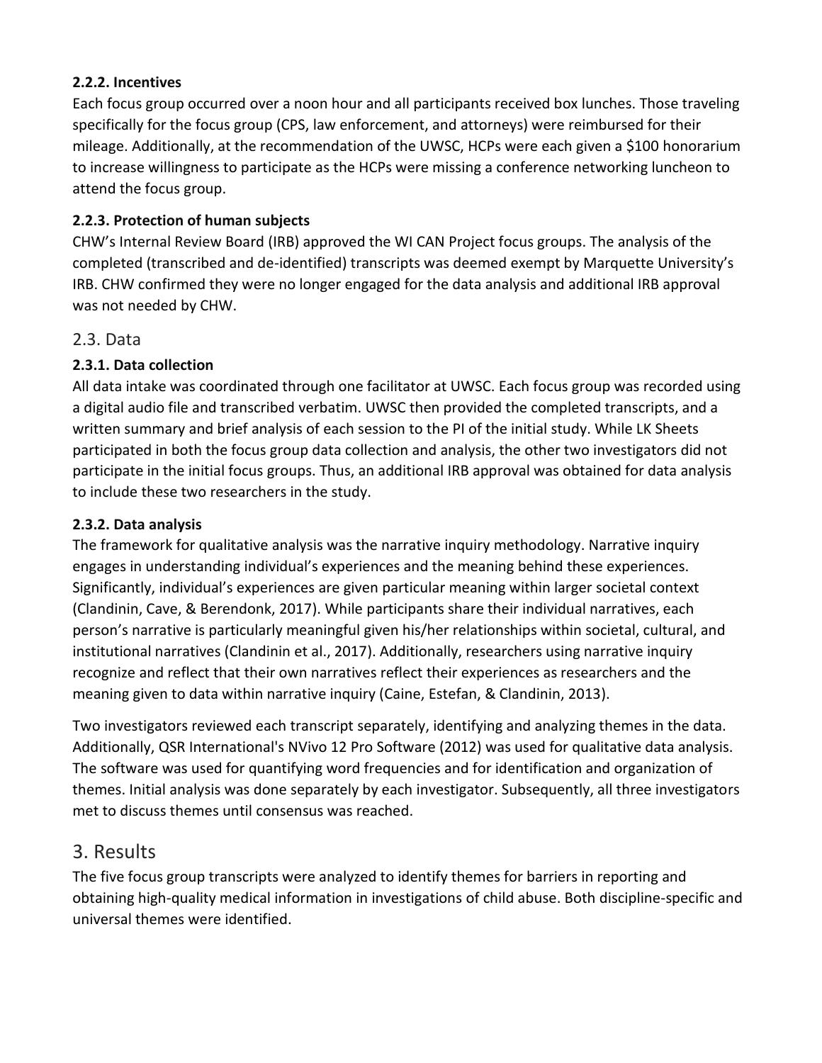#### 2.2.2. Incentives

Each focus group occurred over a noon hour and all participants received box lunches. Those traveling specifically for the focus group (CPS, law enforcement, and attorneys) were reimbursed for their mileage. Additionally, at the recommendation of the UWSC, HCPs were each given a $100 honorarium to increase willingness to participate as the HCPs were missing a conference networking luncheon to attend the focus group.

#### 2.2.3. Protection of human subjects

CHW's Internal Review Board (IRB) approved the WI CAN Project focus groups. The analysis of the completed (transcribed and de-identified) transcripts was deemed exempt by Marquette University's IRB. CHW confirmed they were no longer engaged for the data analysis and additional IRB approval was not needed by CHW.

### 2.3. Data

#### 2.3.1. Data collection

All data intake was coordinated through one facilitator at UWSC. Each focus group was recorded using a digital audio file and transcribed verbatim. UWSC then provided the completed transcripts, and a written summary and brief analysis of each session to the PI of the initial study. While LK Sheets participated in both the focus group data collection and analysis, the other two investigators did not participate in the initial focus groups. Thus, an additional IRB approval was obtained for data analysis to include these two researchers in the study.

#### 2.3.2. Data analysis

The framework for qualitative analysis was the narrative inquiry methodology. Narrative inquiry engages in understanding individual's experiences and the meaning behind these experiences. Significantly, individual's experiences are given particular meaning within larger societal context (Clandinin, Cave, & Berendonk, 2017). While participants share their individual narratives, each person's narrative is particularly meaningful given his/her relationships within societal, cultural, and institutional narratives (Clandinin et al., 2017). Additionally, researchers using narrative inquiry recognize and reflect that their own narratives reflect their experiences as researchers and the meaning given to data within narrative inquiry (Caine, Estefan, & Clandinin, 2013).

Two investigators reviewed each transcript separately, identifying and analyzing themes in the data. Additionally, QSR International's NVivo 12 Pro Software (2012) was used for qualitative data analysis. The software was used for quantifying word frequencies and for identification and organization of themes. Initial analysis was done separately by each investigator. Subsequently, all three investigators met to discuss themes until consensus was reached.

## 3. Results

The five focus group transcripts were analyzed to identify themes for barriers in reporting and obtaining high-quality medical information in investigations of child abuse. Both discipline-specific and universal themes were identified.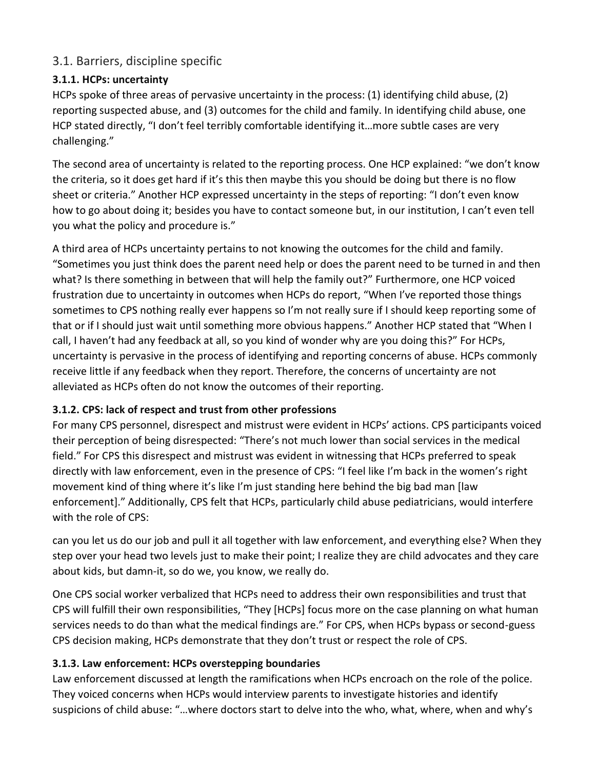## 3.1. Barriers, discipline specific

### 3.1.1. HCPs: uncertainty

HCPs spoke of three areas of pervasive uncertainty in the process: (1) identifying child abuse, (2) reporting suspected abuse, and (3) outcomes for the child and family. In identifying child abuse, one HCP stated directly, "I don't feel terribly comfortable identifying it…more subtle cases are very challenging."

The second area of uncertainty is related to the reporting process. One HCP explained: "we don't know the criteria, so it does get hard if it's this then maybe this you should be doing but there is no flow sheet or criteria." Another HCP expressed uncertainty in the steps of reporting: "I don't even know how to go about doing it; besides you have to contact someone but, in our institution, I can't even tell you what the policy and procedure is."

A third area of HCPs uncertainty pertains to not knowing the outcomes for the child and family. "Sometimes you just think does the parent need help or does the parent need to be turned in and then what? Is there something in between that will help the family out?" Furthermore, one HCP voiced frustration due to uncertainty in outcomes when HCPs do report, "When I've reported those things sometimes to CPS nothing really ever happens so I'm not really sure if I should keep reporting some of that or if I should just wait until something more obvious happens." Another HCP stated that "When I call, I haven't had any feedback at all, so you kind of wonder why are you doing this?" For HCPs, uncertainty is pervasive in the process of identifying and reporting concerns of abuse. HCPs commonly receive little if any feedback when they report. Therefore, the concerns of uncertainty are not alleviated as HCPs often do not know the outcomes of their reporting.

### 3.1.2. CPS: lack of respect and trust from other professions

For many CPS personnel, disrespect and mistrust were evident in HCPs' actions. CPS participants voiced their perception of being disrespected: "There's not much lower than social services in the medical field." For CPS this disrespect and mistrust was evident in witnessing that HCPs preferred to speak directly with law enforcement, even in the presence of CPS: "I feel like I'm back in the women's right movement kind of thing where it's like I'm just standing here behind the big bad man [law enforcement]." Additionally, CPS felt that HCPs, particularly child abuse pediatricians, would interfere with the role of CPS:

can you let us do our job and pull it all together with law enforcement, and everything else? When they step over your head two levels just to make their point; I realize they are child advocates and they care about kids, but damn-it, so do we, you know, we really do.

One CPS social worker verbalized that HCPs need to address their own responsibilities and trust that CPS will fulfill their own responsibilities, "They [HCPs] focus more on the case planning on what human services needs to do than what the medical findings are." For CPS, when HCPs bypass or second-guess CPS decision making, HCPs demonstrate that they don't trust or respect the role of CPS.

### 3.1.3. Law enforcement: HCPs overstepping boundaries

Law enforcement discussed at length the ramifications when HCPs encroach on the role of the police. They voiced concerns when HCPs would interview parents to investigate histories and identify suspicions of child abuse: "…where doctors start to delve into the who, what, where, when and why's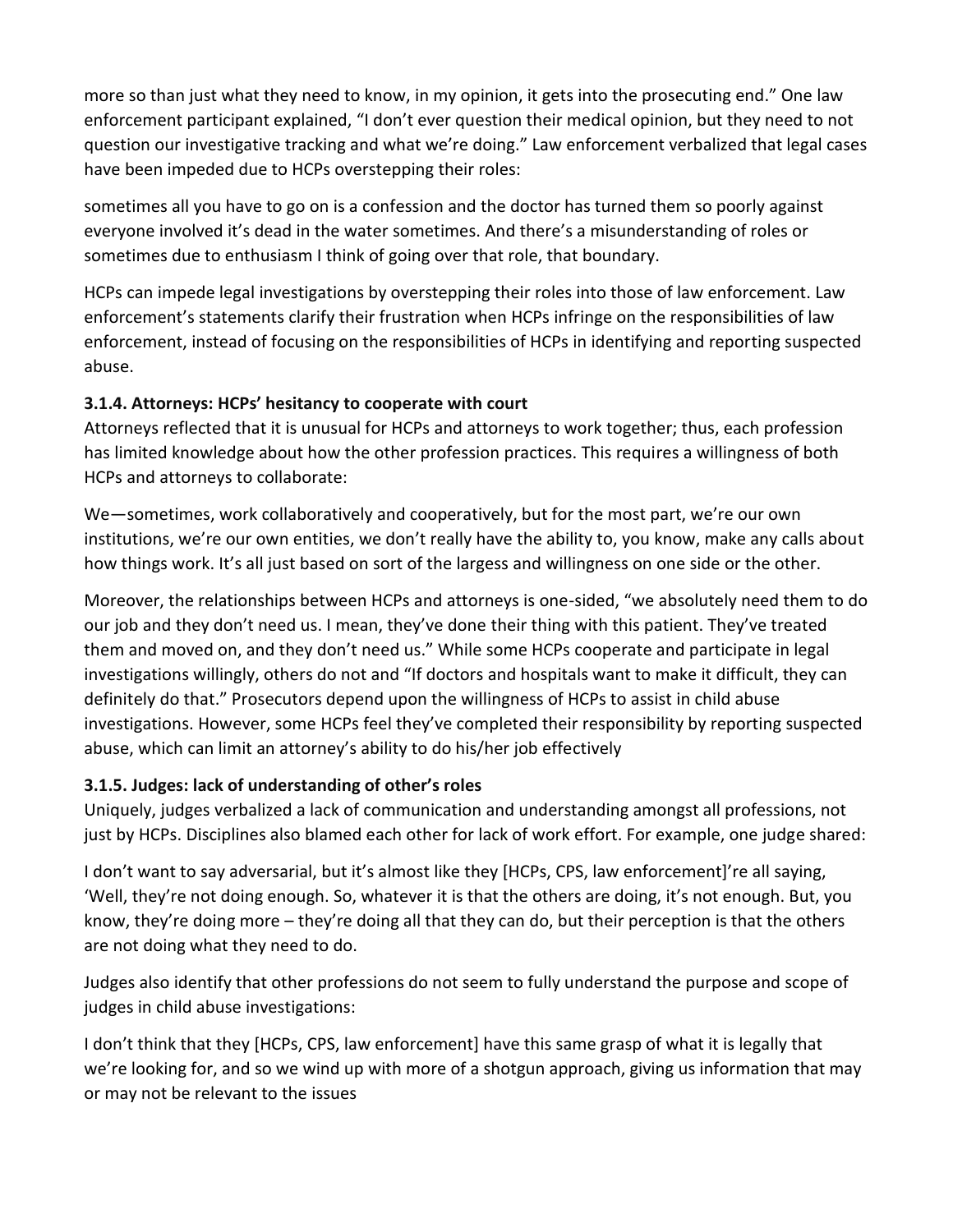more so than just what they need to know, in my opinion, it gets into the prosecuting end." One law enforcement participant explained, "I don't ever question their medical opinion, but they need to not question our investigative tracking and what we're doing." Law enforcement verbalized that legal cases have been impeded due to HCPs overstepping their roles:

sometimes all you have to go on is a confession and the doctor has turned them so poorly against everyone involved it's dead in the water sometimes. And there's a misunderstanding of roles or sometimes due to enthusiasm I think of going over that role, that boundary.

HCPs can impede legal investigations by overstepping their roles into those of law enforcement. Law enforcement's statements clarify their frustration when HCPs infringe on the responsibilities of law enforcement, instead of focusing on the responsibilities of HCPs in identifying and reporting suspected abuse.

### 3.1.4. Attorneys: HCPs' hesitancy to cooperate with court

Attorneys reflected that it is unusual for HCPs and attorneys to work together; thus, each profession has limited knowledge about how the other profession practices. This requires a willingness of both HCPs and attorneys to collaborate:

We—sometimes, work collaboratively and cooperatively, but for the most part, we're our own institutions, we're our own entities, we don't really have the ability to, you know, make any calls about how things work. It's all just based on sort of the largess and willingness on one side or the other.

Moreover, the relationships between HCPs and attorneys is one-sided, "we absolutely need them to do our job and they don't need us. I mean, they've done their thing with this patient. They've treated them and moved on, and they don't need us." While some HCPs cooperate and participate in legal investigations willingly, others do not and "If doctors and hospitals want to make it difficult, they can definitely do that." Prosecutors depend upon the willingness of HCPs to assist in child abuse investigations. However, some HCPs feel they've completed their responsibility by reporting suspected abuse, which can limit an attorney's ability to do his/her job effectively

### 3.1.5. Judges: lack of understanding of other's roles

Uniquely, judges verbalized a lack of communication and understanding amongst all professions, not just by HCPs. Disciplines also blamed each other for lack of work effort. For example, one judge shared:

I don't want to say adversarial, but it's almost like they [HCPs, CPS, law enforcement]'re all saying, 'Well, they're not doing enough. So, whatever it is that the others are doing, it's not enough. But, you know, they're doing more – they're doing all that they can do, but their perception is that the others are not doing what they need to do.

Judges also identify that other professions do not seem to fully understand the purpose and scope of judges in child abuse investigations:

I don't think that they [HCPs, CPS, law enforcement] have this same grasp of what it is legally that we're looking for, and so we wind up with more of a shotgun approach, giving us information that may or may not be relevant to the issues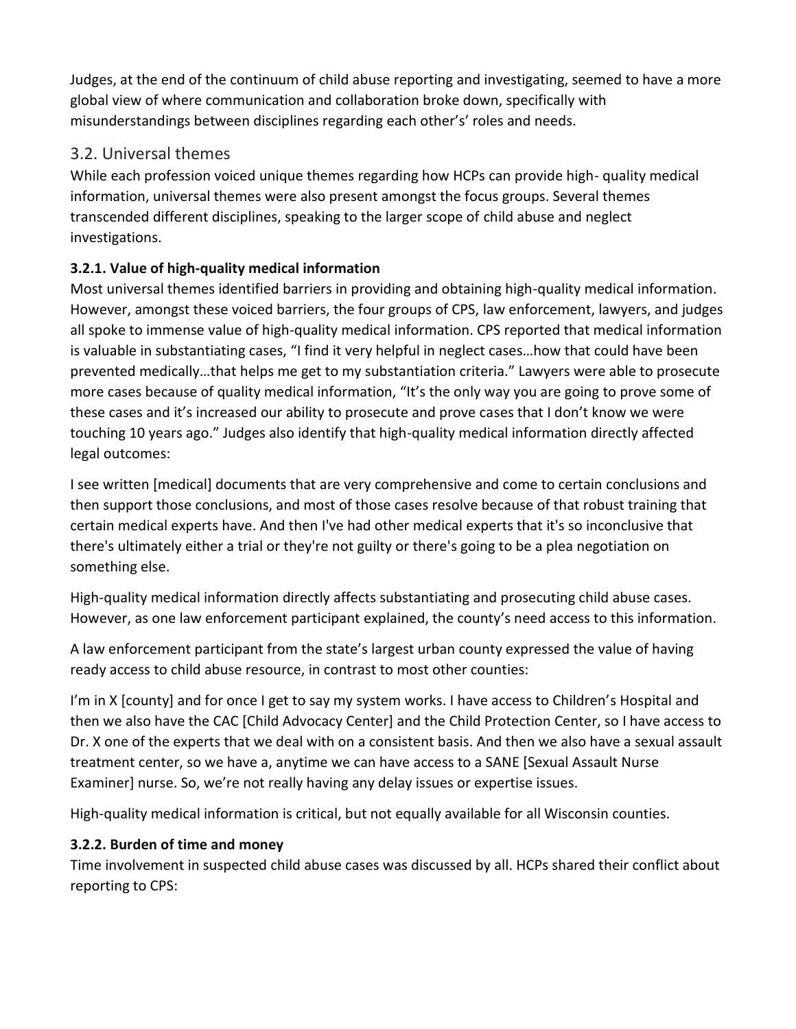Judges, at the end of the continuum of child abuse reporting and investigating, seemed to have a more global view of where communication and collaboration broke down, specifically with misunderstandings between disciplines regarding each other's' roles and needs.

## 3.2. Universal themes

While each profession voiced unique themes regarding how HCPs can provide high- quality medical information, universal themes were also present amongst the focus groups. Several themes transcended different disciplines, speaking to the larger scope of child abuse and neglect investigations.

### 3.2.1. Value of high-quality medical information

Most universal themes identified barriers in providing and obtaining high-quality medical information. However, amongst these voiced barriers, the four groups of CPS, law enforcement, lawyers, and judges all spoke to immense value of high-quality medical information. CPS reported that medical information is valuable in substantiating cases, "I find it very helpful in neglect cases…how that could have been prevented medically…that helps me get to my substantiation criteria." Lawyers were able to prosecute more cases because of quality medical information, "It's the only way you are going to prove some of these cases and it's increased our ability to prosecute and prove cases that I don't know we were touching 10 years ago." Judges also identify that high-quality medical information directly affected legal outcomes:

I see written [medical] documents that are very comprehensive and come to certain conclusions and then support those conclusions, and most of those cases resolve because of that robust training that certain medical experts have. And then I've had other medical experts that it's so inconclusive that there's ultimately either a trial or they're not guilty or there's going to be a plea negotiation on something else.

High-quality medical information directly affects substantiating and prosecuting child abuse cases. However, as one law enforcement participant explained, the county's need access to this information.

A law enforcement participant from the state's largest urban county expressed the value of having ready access to child abuse resource, in contrast to most other counties:

I'm in X [county] and for once I get to say my system works. I have access to Children's Hospital and then we also have the CAC [Child Advocacy Center] and the Child Protection Center, so I have access to Dr. X one of the experts that we deal with on a consistent basis. And then we also have a sexual assault treatment center, so we have a, anytime we can have access to a SANE [Sexual Assault Nurse Examiner] nurse. So, we're not really having any delay issues or expertise issues.

High-quality medical information is critical, but not equally available for all Wisconsin counties.

### 3.2.2. Burden of time and money

Time involvement in suspected child abuse cases was discussed by all. HCPs shared their conflict about reporting to CPS: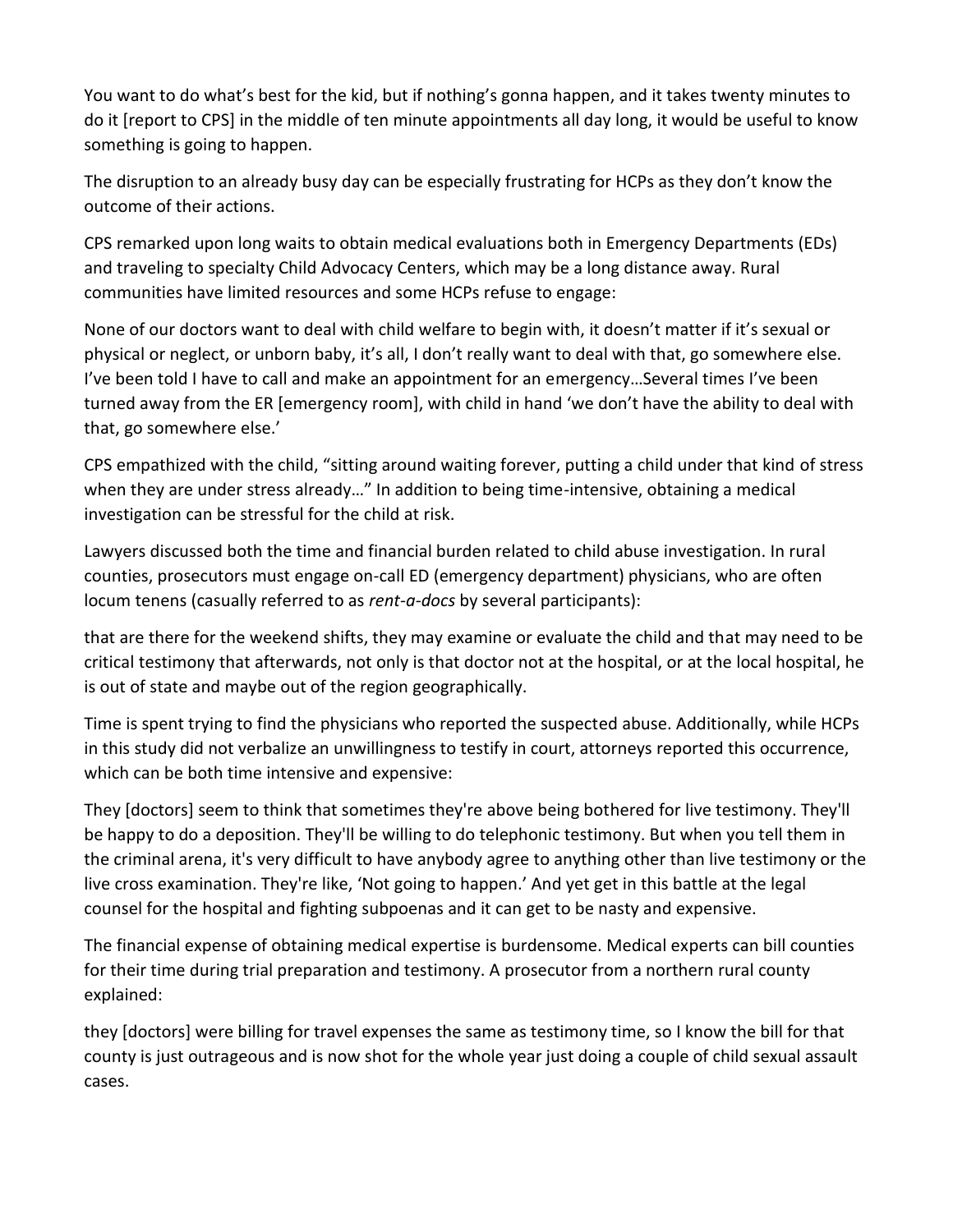You want to do what's best for the kid, but if nothing's gonna happen, and it takes twenty minutes to do it [report to CPS] in the middle of ten minute appointments all day long, it would be useful to know something is going to happen.

The disruption to an already busy day can be especially frustrating for HCPs as they don't know the outcome of their actions.

CPS remarked upon long waits to obtain medical evaluations both in Emergency Departments (EDs) and traveling to specialty Child Advocacy Centers, which may be a long distance away. Rural communities have limited resources and some HCPs refuse to engage:

None of our doctors want to deal with child welfare to begin with, it doesn't matter if it's sexual or physical or neglect, or unborn baby, it's all, I don't really want to deal with that, go somewhere else. I've been told I have to call and make an appointment for an emergency…Several times I've been turned away from the ER [emergency room], with child in hand 'we don't have the ability to deal with that, go somewhere else.'

CPS empathized with the child, "sitting around waiting forever, putting a child under that kind of stress when they are under stress already…" In addition to being time-intensive, obtaining a medical investigation can be stressful for the child at risk.

Lawyers discussed both the time and financial burden related to child abuse investigation. In rural counties, prosecutors must engage on-call ED (emergency department) physicians, who are often locum tenens (casually referred to as *rent-a-docs* by several participants):

that are there for the weekend shifts, they may examine or evaluate the child and that may need to be critical testimony that afterwards, not only is that doctor not at the hospital, or at the local hospital, he is out of state and maybe out of the region geographically.

Time is spent trying to find the physicians who reported the suspected abuse. Additionally, while HCPs in this study did not verbalize an unwillingness to testify in court, attorneys reported this occurrence, which can be both time intensive and expensive:

They [doctors] seem to think that sometimes they're above being bothered for live testimony. They'll be happy to do a deposition. They'll be willing to do telephonic testimony. But when you tell them in the criminal arena, it's very difficult to have anybody agree to anything other than live testimony or the live cross examination. They're like, 'Not going to happen.' And yet get in this battle at the legal counsel for the hospital and fighting subpoenas and it can get to be nasty and expensive.

The financial expense of obtaining medical expertise is burdensome. Medical experts can bill counties for their time during trial preparation and testimony. A prosecutor from a northern rural county explained:

they [doctors] were billing for travel expenses the same as testimony time, so I know the bill for that county is just outrageous and is now shot for the whole year just doing a couple of child sexual assault cases.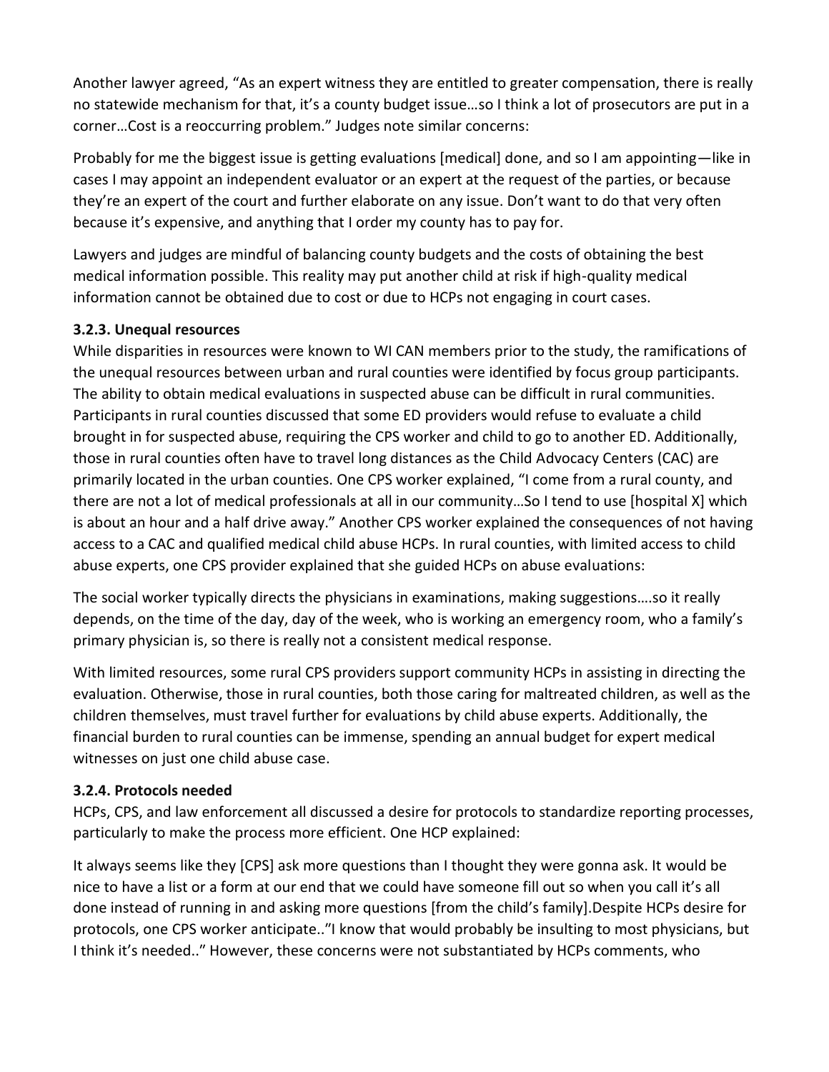Another lawyer agreed, "As an expert witness they are entitled to greater compensation, there is really no statewide mechanism for that, it's a county budget issue…so I think a lot of prosecutors are put in a corner…Cost is a reoccurring problem." Judges note similar concerns:

Probably for me the biggest issue is getting evaluations [medical] done, and so I am appointing—like in cases I may appoint an independent evaluator or an expert at the request of the parties, or because they're an expert of the court and further elaborate on any issue. Don't want to do that very often because it's expensive, and anything that I order my county has to pay for.

Lawyers and judges are mindful of balancing county budgets and the costs of obtaining the best medical information possible. This reality may put another child at risk if high-quality medical information cannot be obtained due to cost or due to HCPs not engaging in court cases.

### 3.2.3. Unequal resources

While disparities in resources were known to WI CAN members prior to the study, the ramifications of the unequal resources between urban and rural counties were identified by focus group participants. The ability to obtain medical evaluations in suspected abuse can be difficult in rural communities. Participants in rural counties discussed that some ED providers would refuse to evaluate a child brought in for suspected abuse, requiring the CPS worker and child to go to another ED. Additionally, those in rural counties often have to travel long distances as the Child Advocacy Centers (CAC) are primarily located in the urban counties. One CPS worker explained, "I come from a rural county, and there are not a lot of medical professionals at all in our community…So I tend to use [hospital X] which is about an hour and a half drive away." Another CPS worker explained the consequences of not having access to a CAC and qualified medical child abuse HCPs. In rural counties, with limited access to child abuse experts, one CPS provider explained that she guided HCPs on abuse evaluations:

The social worker typically directs the physicians in examinations, making suggestions….so it really depends, on the time of the day, day of the week, who is working an emergency room, who a family's primary physician is, so there is really not a consistent medical response.

With limited resources, some rural CPS providers support community HCPs in assisting in directing the evaluation. Otherwise, those in rural counties, both those caring for maltreated children, as well as the children themselves, must travel further for evaluations by child abuse experts. Additionally, the financial burden to rural counties can be immense, spending an annual budget for expert medical witnesses on just one child abuse case.

### 3.2.4. Protocols needed

HCPs, CPS, and law enforcement all discussed a desire for protocols to standardize reporting processes, particularly to make the process more efficient. One HCP explained:

It always seems like they [CPS] ask more questions than I thought they were gonna ask. It would be nice to have a list or a form at our end that we could have someone fill out so when you call it's all done instead of running in and asking more questions [from the child's family].Despite HCPs desire for protocols, one CPS worker anticipate.."I know that would probably be insulting to most physicians, but I think it's needed.." However, these concerns were not substantiated by HCPs comments, who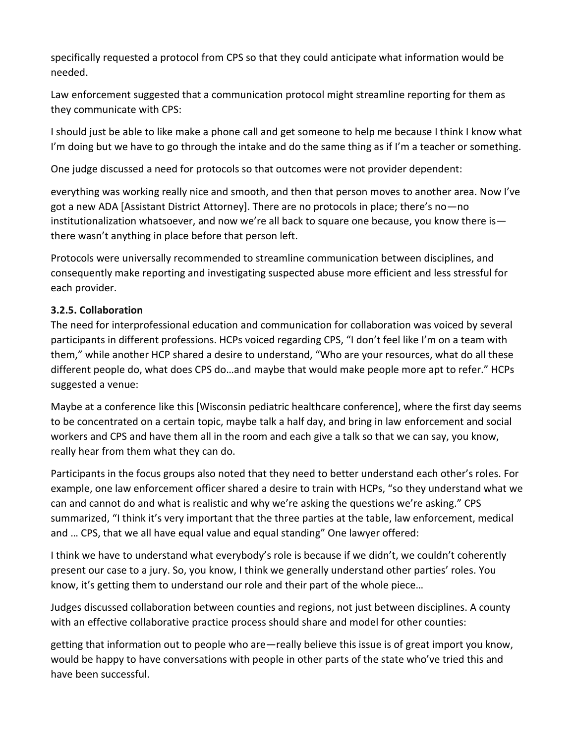specifically requested a protocol from CPS so that they could anticipate what information would be needed.

Law enforcement suggested that a communication protocol might streamline reporting for them as they communicate with CPS:

I should just be able to like make a phone call and get someone to help me because I think I know what I'm doing but we have to go through the intake and do the same thing as if I'm a teacher or something.

One judge discussed a need for protocols so that outcomes were not provider dependent:

everything was working really nice and smooth, and then that person moves to another area. Now I've got a new ADA [Assistant District Attorney]. There are no protocols in place; there's no—no institutionalization whatsoever, and now we're all back to square one because, you know there is—there wasn't anything in place before that person left.

Protocols were universally recommended to streamline communication between disciplines, and consequently make reporting and investigating suspected abuse more efficient and less stressful for each provider.

### 3.2.5. Collaboration

The need for interprofessional education and communication for collaboration was voiced by several participants in different professions. HCPs voiced regarding CPS, "I don't feel like I'm on a team with them," while another HCP shared a desire to understand, "Who are your resources, what do all these different people do, what does CPS do…and maybe that would make people more apt to refer." HCPs suggested a venue:

Maybe at a conference like this [Wisconsin pediatric healthcare conference], where the first day seems to be concentrated on a certain topic, maybe talk a half day, and bring in law enforcement and social workers and CPS and have them all in the room and each give a talk so that we can say, you know, really hear from them what they can do.

Participants in the focus groups also noted that they need to better understand each other's roles. For example, one law enforcement officer shared a desire to train with HCPs, "so they understand what we can and cannot do and what is realistic and why we're asking the questions we're asking." CPS summarized, "I think it's very important that the three parties at the table, law enforcement, medical and … CPS, that we all have equal value and equal standing" One lawyer offered:

I think we have to understand what everybody's role is because if we didn't, we couldn't coherently present our case to a jury. So, you know, I think we generally understand other parties' roles. You know, it's getting them to understand our role and their part of the whole piece…

Judges discussed collaboration between counties and regions, not just between disciplines. A county with an effective collaborative practice process should share and model for other counties:

getting that information out to people who are—really believe this issue is of great import you know, would be happy to have conversations with people in other parts of the state who've tried this and have been successful.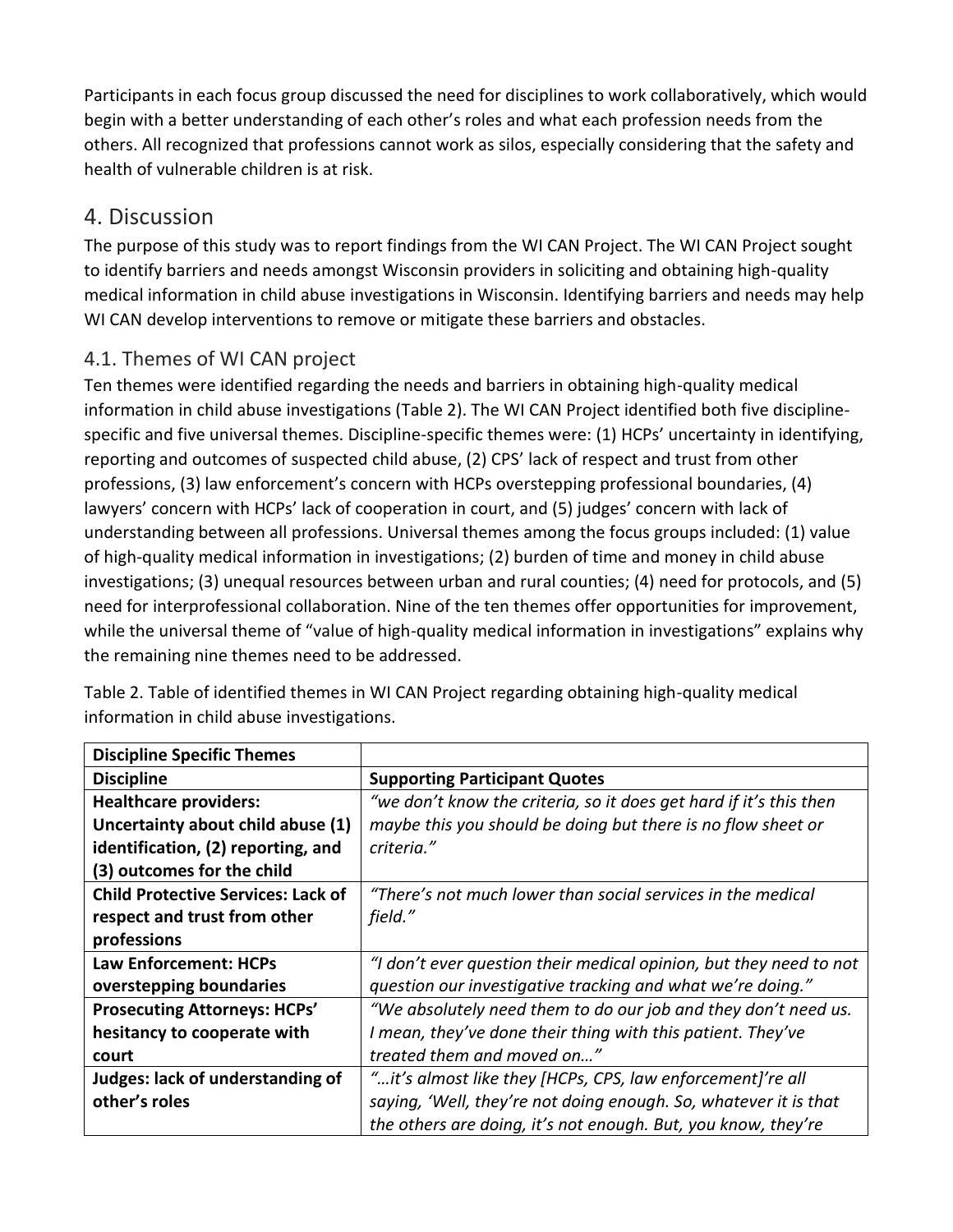Participants in each focus group discussed the need for disciplines to work collaboratively, which would begin with a better understanding of each other's roles and what each profession needs from the others. All recognized that professions cannot work as silos, especially considering that the safety and health of vulnerable children is at risk.

## 4. Discussion

The purpose of this study was to report findings from the WI CAN Project. The WI CAN Project sought to identify barriers and needs amongst Wisconsin providers in soliciting and obtaining high-quality medical information in child abuse investigations in Wisconsin. Identifying barriers and needs may help WI CAN develop interventions to remove or mitigate these barriers and obstacles.

### 4.1. Themes of WI CAN project

Ten themes were identified regarding the needs and barriers in obtaining high-quality medical information in child abuse investigations (Table 2). The WI CAN Project identified both five discipline-specific and five universal themes. Discipline-specific themes were: (1) HCPs' uncertainty in identifying, reporting and outcomes of suspected child abuse, (2) CPS' lack of respect and trust from other professions, (3) law enforcement's concern with HCPs overstepping professional boundaries, (4) lawyers' concern with HCPs' lack of cooperation in court, and (5) judges' concern with lack of understanding between all professions. Universal themes among the focus groups included: (1) value of high-quality medical information in investigations; (2) burden of time and money in child abuse investigations; (3) unequal resources between urban and rural counties; (4) need for protocols, and (5) need for interprofessional collaboration. Nine of the ten themes offer opportunities for improvement, while the universal theme of "value of high-quality medical information in investigations" explains why the remaining nine themes need to be addressed.

Table 2. Table of identified themes in WI CAN Project regarding obtaining high-quality medical information in child abuse investigations.

| **Discipline Specific Themes** | |
|---|---|
| **Discipline** | **Supporting Participant Quotes** |
| **Healthcare providers: Uncertainty about child abuse (1) identification, (2) reporting, and (3) outcomes for the child** | *"we don't know the criteria, so it does get hard if it's this then maybe this you should be doing but there is no flow sheet or criteria."* |
| **Child Protective Services: Lack of respect and trust from other professions** | *"There's not much lower than social services in the medical field."* |
| **Law Enforcement: HCPs overstepping boundaries** | *"I don't ever question their medical opinion, but they need to not question our investigative tracking and what we're doing."* |
| **Prosecuting Attorneys: HCPs' hesitancy to cooperate with court** | *"We absolutely need them to do our job and they don't need us. I mean, they've done their thing with this patient. They've treated them and moved on…"* |
| **Judges: lack of understanding of other's roles** | *"…it's almost like they [HCPs, CPS, law enforcement]'re all saying, 'Well, they're not doing enough. So, whatever it is that the others are doing, it's not enough. But, you know, they're* |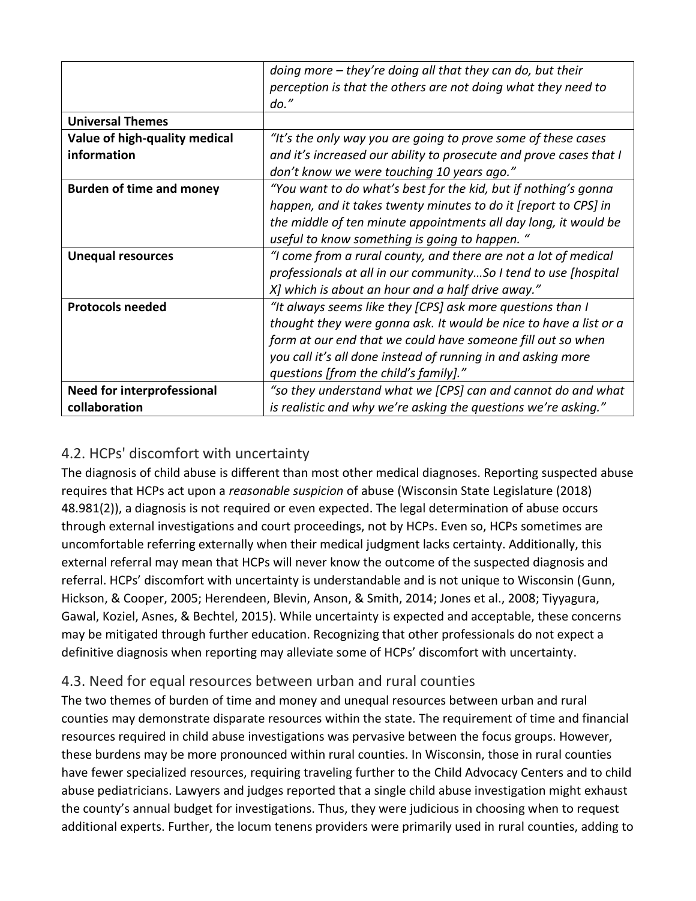| | |
|---|---|
| | *doing more – they're doing all that they can do, but their perception is that the others are not doing what they need to do."* |
| **Universal Themes** | |
| **Value of high-quality medical information** | *"It's the only way you are going to prove some of these cases and it's increased our ability to prosecute and prove cases that I don't know we were touching 10 years ago."* |
| **Burden of time and money** | *"You want to do what's best for the kid, but if nothing's gonna happen, and it takes twenty minutes to do it [report to CPS] in the middle of ten minute appointments all day long, it would be useful to know something is going to happen. "* |
| **Unequal resources** | *"I come from a rural county, and there are not a lot of medical professionals at all in our community…So I tend to use [hospital X] which is about an hour and a half drive away."* |
| **Protocols needed** | *"It always seems like they [CPS] ask more questions than I thought they were gonna ask. It would be nice to have a list or a form at our end that we could have someone fill out so when you call it's all done instead of running in and asking more questions [from the child's family]."* |
| **Need for interprofessional collaboration** | *"so they understand what we [CPS] can and cannot do and what is realistic and why we're asking the questions we're asking."* |

## 4.2. HCPs' discomfort with uncertainty

The diagnosis of child abuse is different than most other medical diagnoses. Reporting suspected abuse requires that HCPs act upon a *reasonable suspicion* of abuse (Wisconsin State Legislature (2018) 48.981(2)), a diagnosis is not required or even expected. The legal determination of abuse occurs through external investigations and court proceedings, not by HCPs. Even so, HCPs sometimes are uncomfortable referring externally when their medical judgment lacks certainty. Additionally, this external referral may mean that HCPs will never know the outcome of the suspected diagnosis and referral. HCPs' discomfort with uncertainty is understandable and is not unique to Wisconsin (Gunn, Hickson, & Cooper, 2005; Herendeen, Blevin, Anson, & Smith, 2014; Jones et al., 2008; Tiyyagura, Gawal, Koziel, Asnes, & Bechtel, 2015). While uncertainty is expected and acceptable, these concerns may be mitigated through further education. Recognizing that other professionals do not expect a definitive diagnosis when reporting may alleviate some of HCPs' discomfort with uncertainty.

## 4.3. Need for equal resources between urban and rural counties

The two themes of burden of time and money and unequal resources between urban and rural counties may demonstrate disparate resources within the state. The requirement of time and financial resources required in child abuse investigations was pervasive between the focus groups. However, these burdens may be more pronounced within rural counties. In Wisconsin, those in rural counties have fewer specialized resources, requiring traveling further to the Child Advocacy Centers and to child abuse pediatricians. Lawyers and judges reported that a single child abuse investigation might exhaust the county's annual budget for investigations. Thus, they were judicious in choosing when to request additional experts. Further, the locum tenens providers were primarily used in rural counties, adding to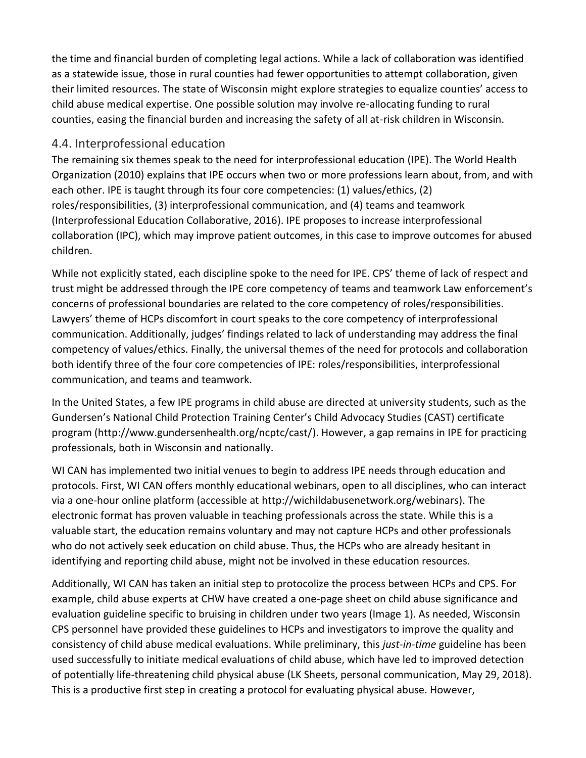the time and financial burden of completing legal actions. While a lack of collaboration was identified as a statewide issue, those in rural counties had fewer opportunities to attempt collaboration, given their limited resources. The state of Wisconsin might explore strategies to equalize counties' access to child abuse medical expertise. One possible solution may involve re-allocating funding to rural counties, easing the financial burden and increasing the safety of all at-risk children in Wisconsin.

## 4.4. Interprofessional education

The remaining six themes speak to the need for interprofessional education (IPE). The World Health Organization (2010) explains that IPE occurs when two or more professions learn about, from, and with each other. IPE is taught through its four core competencies: (1) values/ethics, (2) roles/responsibilities, (3) interprofessional communication, and (4) teams and teamwork (Interprofessional Education Collaborative, 2016). IPE proposes to increase interprofessional collaboration (IPC), which may improve patient outcomes, in this case to improve outcomes for abused children.

While not explicitly stated, each discipline spoke to the need for IPE. CPS' theme of lack of respect and trust might be addressed through the IPE core competency of teams and teamwork Law enforcement's concerns of professional boundaries are related to the core competency of roles/responsibilities. Lawyers' theme of HCPs discomfort in court speaks to the core competency of interprofessional communication. Additionally, judges' findings related to lack of understanding may address the final competency of values/ethics. Finally, the universal themes of the need for protocols and collaboration both identify three of the four core competencies of IPE: roles/responsibilities, interprofessional communication, and teams and teamwork.

In the United States, a few IPE programs in child abuse are directed at university students, such as the Gundersen's National Child Protection Training Center's Child Advocacy Studies (CAST) certificate program (http://www.gundersenhealth.org/ncptc/cast/). However, a gap remains in IPE for practicing professionals, both in Wisconsin and nationally.

WI CAN has implemented two initial venues to begin to address IPE needs through education and protocols. First, WI CAN offers monthly educational webinars, open to all disciplines, who can interact via a one-hour online platform (accessible at http://wichildabusenetwork.org/webinars). The electronic format has proven valuable in teaching professionals across the state. While this is a valuable start, the education remains voluntary and may not capture HCPs and other professionals who do not actively seek education on child abuse. Thus, the HCPs who are already hesitant in identifying and reporting child abuse, might not be involved in these education resources.

Additionally, WI CAN has taken an initial step to protocolize the process between HCPs and CPS. For example, child abuse experts at CHW have created a one-page sheet on child abuse significance and evaluation guideline specific to bruising in children under two years (Image 1). As needed, Wisconsin CPS personnel have provided these guidelines to HCPs and investigators to improve the quality and consistency of child abuse medical evaluations. While preliminary, this *just-in-time* guideline has been used successfully to initiate medical evaluations of child abuse, which have led to improved detection of potentially life-threatening child physical abuse (LK Sheets, personal communication, May 29, 2018). This is a productive first step in creating a protocol for evaluating physical abuse. However,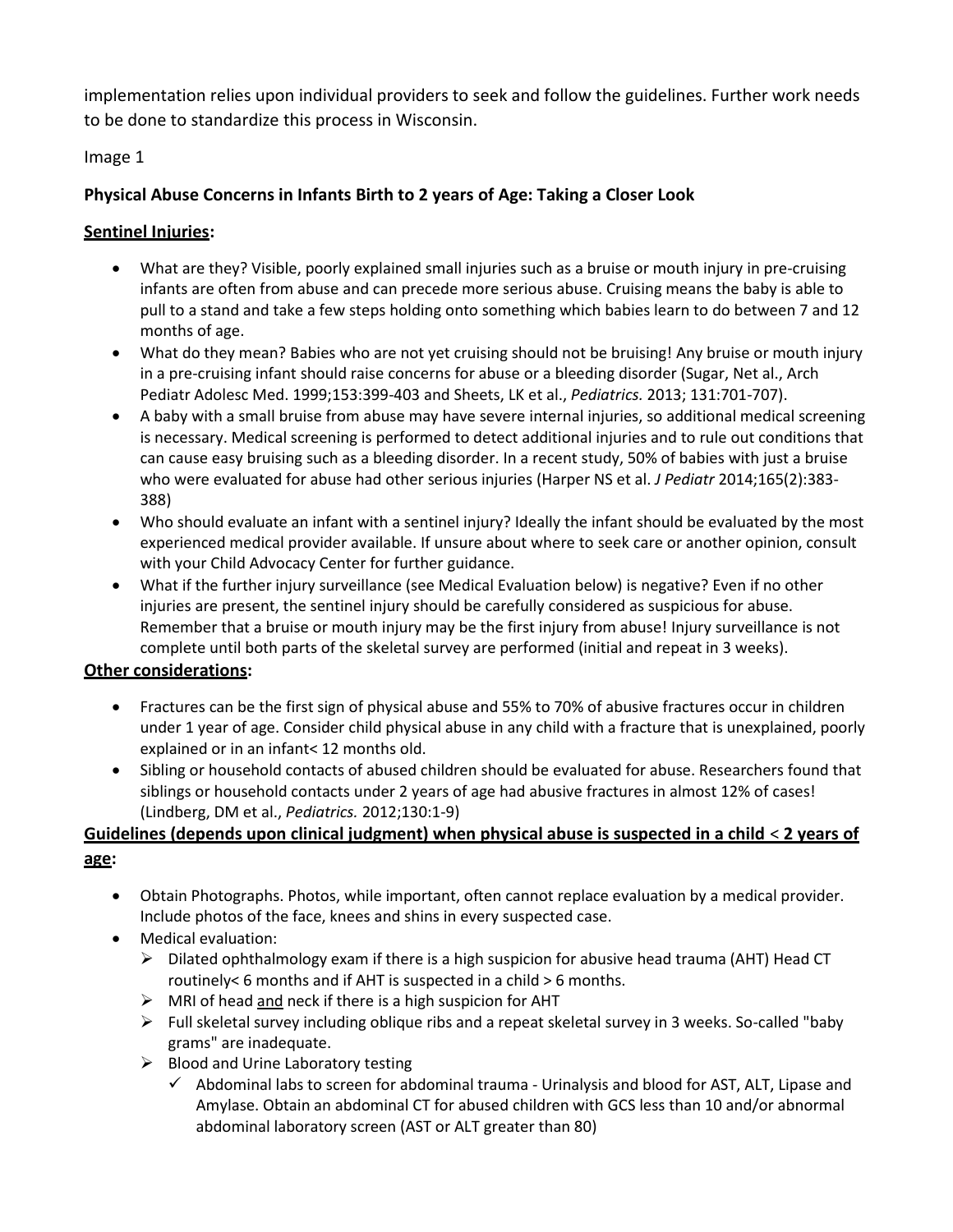implementation relies upon individual providers to seek and follow the guidelines. Further work needs to be done to standardize this process in Wisconsin.

Image 1

**Physical Abuse Concerns in Infants Birth to 2 years of Age: Taking a Closer Look**

**Sentinel Injuries:**

- What are they? Visible, poorly explained small injuries such as a bruise or mouth injury in pre-cruising infants are often from abuse and can precede more serious abuse. Cruising means the baby is able to pull to a stand and take a few steps holding onto something which babies learn to do between 7 and 12 months of age.
- What do they mean? Babies who are not yet cruising should not be bruising! Any bruise or mouth injury in a pre-cruising infant should raise concerns for abuse or a bleeding disorder (Sugar, Net al., Arch Pediatr Adolesc Med. 1999;153:399-403 and Sheets, LK et al., *Pediatrics.* 2013; 131:701-707).
- A baby with a small bruise from abuse may have severe internal injuries, so additional medical screening is necessary. Medical screening is performed to detect additional injuries and to rule out conditions that can cause easy bruising such as a bleeding disorder. In a recent study, 50% of babies with just a bruise who were evaluated for abuse had other serious injuries (Harper NS et al. *J Pediatr* 2014;165(2):383-388)
- Who should evaluate an infant with a sentinel injury? Ideally the infant should be evaluated by the most experienced medical provider available. If unsure about where to seek care or another opinion, consult with your Child Advocacy Center for further guidance.
- What if the further injury surveillance (see Medical Evaluation below) is negative? Even if no other injuries are present, the sentinel injury should be carefully considered as suspicious for abuse. Remember that a bruise or mouth injury may be the first injury from abuse! Injury surveillance is not complete until both parts of the skeletal survey are performed (initial and repeat in 3 weeks).

**Other considerations:**

- Fractures can be the first sign of physical abuse and 55% to 70% of abusive fractures occur in children under 1 year of age. Consider child physical abuse in any child with a fracture that is unexplained, poorly explained or in an infant< 12 months old.
- Sibling or household contacts of abused children should be evaluated for abuse. Researchers found that siblings or household contacts under 2 years of age had abusive fractures in almost 12% of cases! (Lindberg, DM et al., *Pediatrics.* 2012;130:1-9)

**Guidelines (depends upon clinical judgment) when physical abuse is suspected in a child < 2 years of age:**

- Obtain Photographs. Photos, while important, often cannot replace evaluation by a medical provider. Include photos of the face, knees and shins in every suspected case.
- Medical evaluation:
  - Dilated ophthalmology exam if there is a high suspicion for abusive head trauma (AHT) Head CT routinely< 6 months and if AHT is suspected in a child > 6 months.
  - MRI of head and neck if there is a high suspicion for AHT
  - Full skeletal survey including oblique ribs and a repeat skeletal survey in 3 weeks. So-called "baby grams" are inadequate.
  - Blood and Urine Laboratory testing
    - ✓ Abdominal labs to screen for abdominal trauma - Urinalysis and blood for AST, ALT, Lipase and Amylase. Obtain an abdominal CT for abused children with GCS less than 10 and/or abnormal abdominal laboratory screen (AST or ALT greater than 80)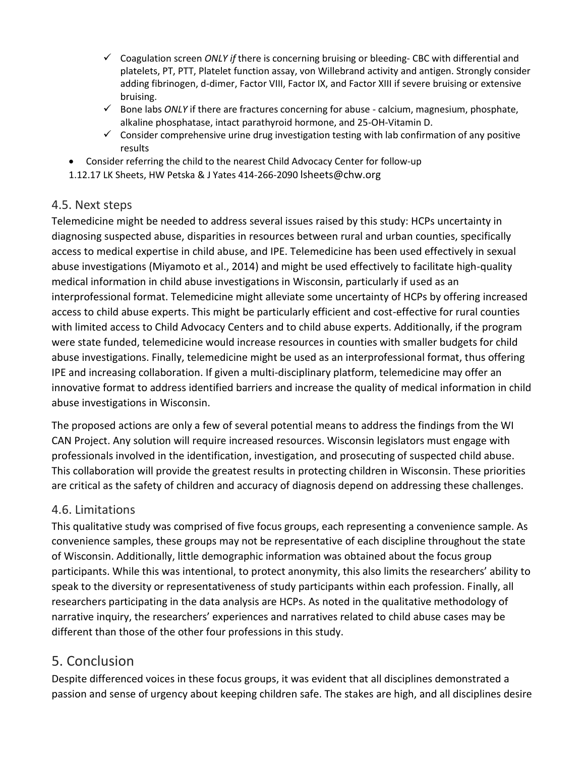- ✓ Coagulation screen *ONLY if* there is concerning bruising or bleeding- CBC with differential and platelets, PT, PTT, Platelet function assay, von Willebrand activity and antigen. Strongly consider adding fibrinogen, d-dimer, Factor VIII, Factor IX, and Factor XIII if severe bruising or extensive bruising.
- ✓ Bone labs *ONLY* if there are fractures concerning for abuse - calcium, magnesium, phosphate, alkaline phosphatase, intact parathyroid hormone, and 25-OH-Vitamin D.
- ✓ Consider comprehensive urine drug investigation testing with lab confirmation of any positive results

- Consider referring the child to the nearest Child Advocacy Center for follow-up

1.12.17 LK Sheets, HW Petska & J Yates 414-266-2090 lsheets@chw.org

## 4.5. Next steps

Telemedicine might be needed to address several issues raised by this study: HCPs uncertainty in diagnosing suspected abuse, disparities in resources between rural and urban counties, specifically access to medical expertise in child abuse, and IPE. Telemedicine has been used effectively in sexual abuse investigations (Miyamoto et al., 2014) and might be used effectively to facilitate high-quality medical information in child abuse investigations in Wisconsin, particularly if used as an interprofessional format. Telemedicine might alleviate some uncertainty of HCPs by offering increased access to child abuse experts. This might be particularly efficient and cost-effective for rural counties with limited access to Child Advocacy Centers and to child abuse experts. Additionally, if the program were state funded, telemedicine would increase resources in counties with smaller budgets for child abuse investigations. Finally, telemedicine might be used as an interprofessional format, thus offering IPE and increasing collaboration. If given a multi-disciplinary platform, telemedicine may offer an innovative format to address identified barriers and increase the quality of medical information in child abuse investigations in Wisconsin.

The proposed actions are only a few of several potential means to address the findings from the WI CAN Project. Any solution will require increased resources. Wisconsin legislators must engage with professionals involved in the identification, investigation, and prosecuting of suspected child abuse. This collaboration will provide the greatest results in protecting children in Wisconsin. These priorities are critical as the safety of children and accuracy of diagnosis depend on addressing these challenges.

## 4.6. Limitations

This qualitative study was comprised of five focus groups, each representing a convenience sample. As convenience samples, these groups may not be representative of each discipline throughout the state of Wisconsin. Additionally, little demographic information was obtained about the focus group participants. While this was intentional, to protect anonymity, this also limits the researchers' ability to speak to the diversity or representativeness of study participants within each profession. Finally, all researchers participating in the data analysis are HCPs. As noted in the qualitative methodology of narrative inquiry, the researchers' experiences and narratives related to child abuse cases may be different than those of the other four professions in this study.

# 5. Conclusion

Despite differenced voices in these focus groups, it was evident that all disciplines demonstrated a passion and sense of urgency about keeping children safe. The stakes are high, and all disciplines desire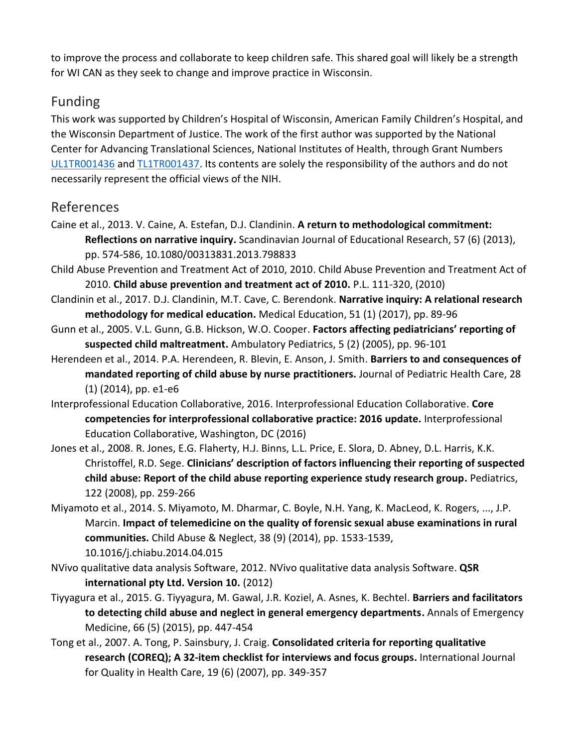to improve the process and collaborate to keep children safe. This shared goal will likely be a strength for WI CAN as they seek to change and improve practice in Wisconsin.

## Funding

This work was supported by Children's Hospital of Wisconsin, American Family Children's Hospital, and the Wisconsin Department of Justice. The work of the first author was supported by the National Center for Advancing Translational Sciences, National Institutes of Health, through Grant Numbers UL1TR001436 and TL1TR001437. Its contents are solely the responsibility of the authors and do not necessarily represent the official views of the NIH.

## References

Caine et al., 2013. V. Caine, A. Estefan, D.J. Clandinin. **A return to methodological commitment: Reflections on narrative inquiry.** Scandinavian Journal of Educational Research, 57 (6) (2013), pp. 574-586, 10.1080/00313831.2013.798833

Child Abuse Prevention and Treatment Act of 2010, 2010. Child Abuse Prevention and Treatment Act of 2010. **Child abuse prevention and treatment act of 2010.** P.L. 111-320, (2010)

Clandinin et al., 2017. D.J. Clandinin, M.T. Cave, C. Berendonk. **Narrative inquiry: A relational research methodology for medical education.** Medical Education, 51 (1) (2017), pp. 89-96

Gunn et al., 2005. V.L. Gunn, G.B. Hickson, W.O. Cooper. **Factors affecting pediatricians' reporting of suspected child maltreatment.** Ambulatory Pediatrics, 5 (2) (2005), pp. 96-101

Herendeen et al., 2014. P.A. Herendeen, R. Blevin, E. Anson, J. Smith. **Barriers to and consequences of mandated reporting of child abuse by nurse practitioners.** Journal of Pediatric Health Care, 28 (1) (2014), pp. e1-e6

Interprofessional Education Collaborative, 2016. Interprofessional Education Collaborative. **Core competencies for interprofessional collaborative practice: 2016 update.** Interprofessional Education Collaborative, Washington, DC (2016)

Jones et al., 2008. R. Jones, E.G. Flaherty, H.J. Binns, L.L. Price, E. Slora, D. Abney, D.L. Harris, K.K. Christoffel, R.D. Sege. **Clinicians' description of factors influencing their reporting of suspected child abuse: Report of the child abuse reporting experience study research group.** Pediatrics, 122 (2008), pp. 259-266

Miyamoto et al., 2014. S. Miyamoto, M. Dharmar, C. Boyle, N.H. Yang, K. MacLeod, K. Rogers, ..., J.P. Marcin. **Impact of telemedicine on the quality of forensic sexual abuse examinations in rural communities.** Child Abuse & Neglect, 38 (9) (2014), pp. 1533-1539, 10.1016/j.chiabu.2014.04.015

NVivo qualitative data analysis Software, 2012. NVivo qualitative data analysis Software. **QSR international pty Ltd. Version 10.** (2012)

Tiyyagura et al., 2015. G. Tiyyagura, M. Gawal, J.R. Koziel, A. Asnes, K. Bechtel. **Barriers and facilitators to detecting child abuse and neglect in general emergency departments.** Annals of Emergency Medicine, 66 (5) (2015), pp. 447-454

Tong et al., 2007. A. Tong, P. Sainsbury, J. Craig. **Consolidated criteria for reporting qualitative research (COREQ); A 32-item checklist for interviews and focus groups.** International Journal for Quality in Health Care, 19 (6) (2007), pp. 349-357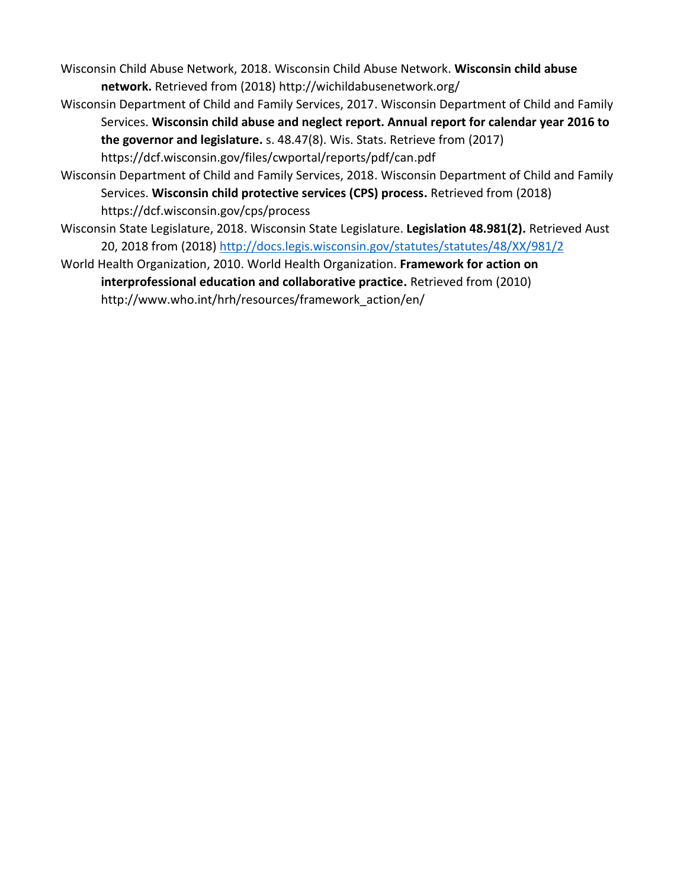Wisconsin Child Abuse Network, 2018. Wisconsin Child Abuse Network. **Wisconsin child abuse network.** Retrieved from (2018) http://wichildabusenetwork.org/

Wisconsin Department of Child and Family Services, 2017. Wisconsin Department of Child and Family Services. **Wisconsin child abuse and neglect report. Annual report for calendar year 2016 to the governor and legislature.** s. 48.47(8). Wis. Stats. Retrieve from (2017) https://dcf.wisconsin.gov/files/cwportal/reports/pdf/can.pdf

Wisconsin Department of Child and Family Services, 2018. Wisconsin Department of Child and Family Services. **Wisconsin child protective services (CPS) process.** Retrieved from (2018) https://dcf.wisconsin.gov/cps/process

Wisconsin State Legislature, 2018. Wisconsin State Legislature. **Legislation 48.981(2).** Retrieved Aust 20, 2018 from (2018) http://docs.legis.wisconsin.gov/statutes/statutes/48/XX/981/2

World Health Organization, 2010. World Health Organization. **Framework for action on interprofessional education and collaborative practice.** Retrieved from (2010) http://www.who.int/hrh/resources/framework_action/en/